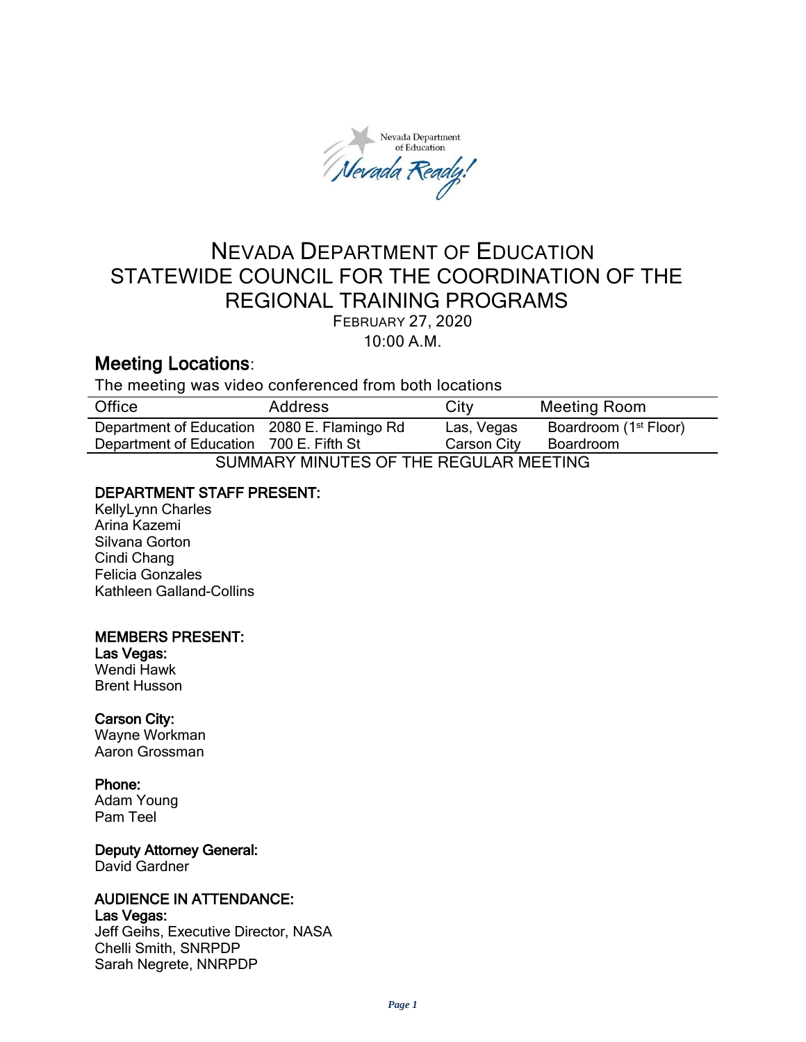# NEVADA DEPARTMENT OF EDUCATION
# STATEWIDE COUNCIL FOR THE COORDINATION OF THE REGIONAL TRAINING PROGRAMS

FEBRUARY 27, 2020

10:00 A.M.

## Meeting Locations:

The meeting was video conferenced from both locations

| Office | Address | City | Meeting Room |
|---|---|---|---|
| Department of Education | 2080 E. Flamingo Rd | Las, Vegas | Boardroom (1st Floor) |
| Department of Education | 700 E. Fifth St | Carson City | Boardroom |

SUMMARY MINUTES OF THE REGULAR MEETING

**DEPARTMENT STAFF PRESENT:**

KellyLynn Charles
Arina Kazemi
Silvana Gorton
Cindi Chang
Felicia Gonzales
Kathleen Galland-Collins

**MEMBERS PRESENT:**

**Las Vegas:**

Wendi Hawk
Brent Husson

**Carson City:**

Wayne Workman
Aaron Grossman

**Phone:**

Adam Young
Pam Teel

**Deputy Attorney General:**

David Gardner

**AUDIENCE IN ATTENDANCE:**

**Las Vegas:**

Jeff Geihs, Executive Director, NASA
Chelli Smith, SNRPDP
Sarah Negrete, NNRPDP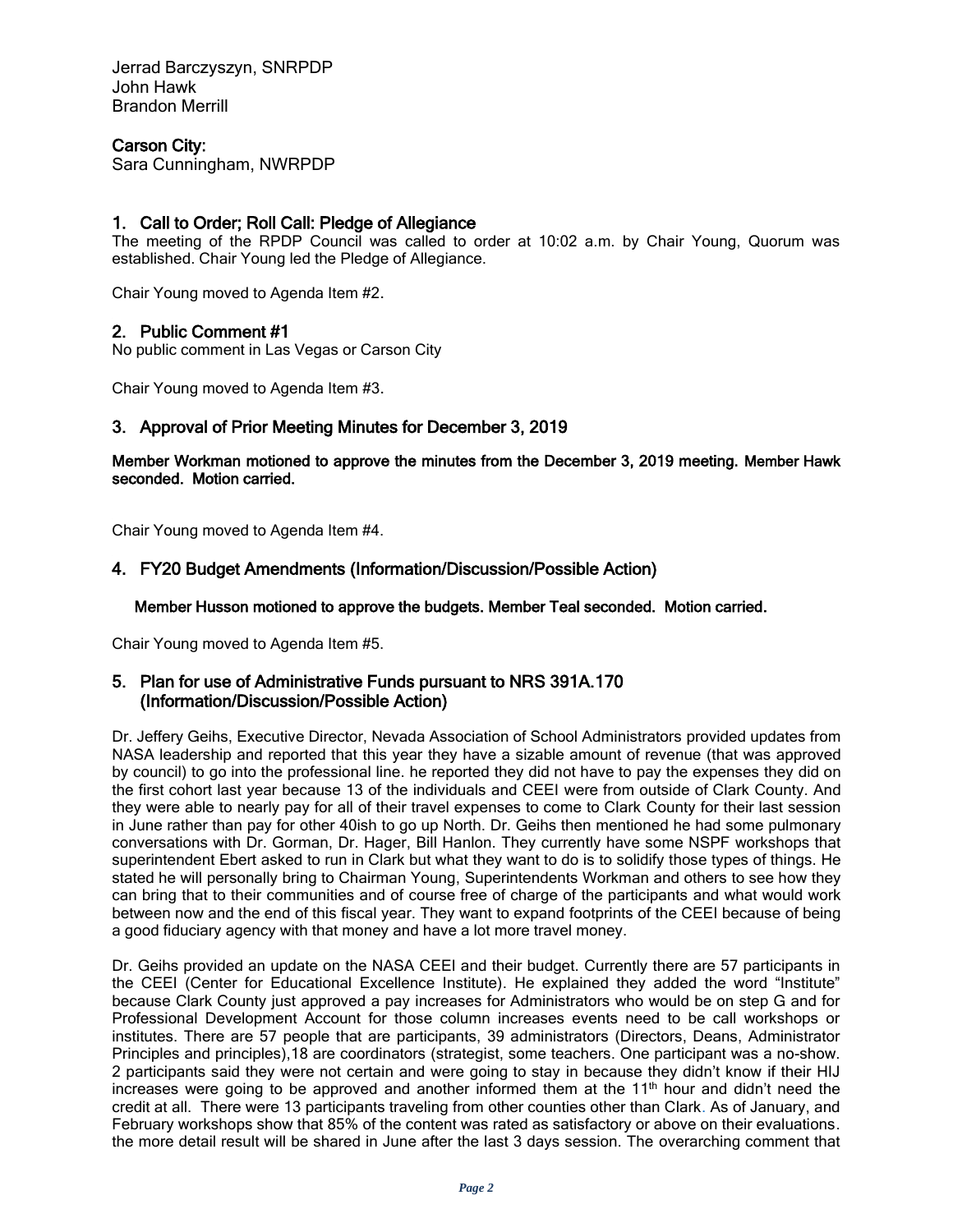Jerrad Barczyszyn, SNRPDP
John Hawk
Brandon Merrill

**Carson City:**
Sara Cunningham, NWRPDP

## 1. Call to Order; Roll Call: Pledge of Allegiance

The meeting of the RPDP Council was called to order at 10:02 a.m. by Chair Young, Quorum was established. Chair Young led the Pledge of Allegiance.

Chair Young moved to Agenda Item #2.

## 2. Public Comment #1

No public comment in Las Vegas or Carson City

Chair Young moved to Agenda Item #3.

## 3. Approval of Prior Meeting Minutes for December 3, 2019

**Member Workman motioned to approve the minutes from the December 3, 2019 meeting. Member Hawk seconded. Motion carried.**

Chair Young moved to Agenda Item #4.

## 4. FY20 Budget Amendments (Information/Discussion/Possible Action)

**Member Husson motioned to approve the budgets. Member Teal seconded. Motion carried.**

Chair Young moved to Agenda Item #5.

## 5. Plan for use of Administrative Funds pursuant to NRS 391A.170 (Information/Discussion/Possible Action)

Dr. Jeffery Geihs, Executive Director, Nevada Association of School Administrators provided updates from NASA leadership and reported that this year they have a sizable amount of revenue (that was approved by council) to go into the professional line. he reported they did not have to pay the expenses they did on the first cohort last year because 13 of the individuals and CEEI were from outside of Clark County. And they were able to nearly pay for all of their travel expenses to come to Clark County for their last session in June rather than pay for other 40ish to go up North. Dr. Geihs then mentioned he had some pulmonary conversations with Dr. Gorman, Dr. Hager, Bill Hanlon. They currently have some NSPF workshops that superintendent Ebert asked to run in Clark but what they want to do is to solidify those types of things. He stated he will personally bring to Chairman Young, Superintendents Workman and others to see how they can bring that to their communities and of course free of charge of the participants and what would work between now and the end of this fiscal year. They want to expand footprints of the CEEI because of being a good fiduciary agency with that money and have a lot more travel money.

Dr. Geihs provided an update on the NASA CEEI and their budget. Currently there are 57 participants in the CEEI (Center for Educational Excellence Institute). He explained they added the word "Institute" because Clark County just approved a pay increases for Administrators who would be on step G and for Professional Development Account for those column increases events need to be call workshops or institutes. There are 57 people that are participants, 39 administrators (Directors, Deans, Administrator Principles and principles),18 are coordinators (strategist, some teachers. One participant was a no-show. 2 participants said they were not certain and were going to stay in because they didn't know if their HIJ increases were going to be approved and another informed them at the 11th hour and didn't need the credit at all. There were 13 participants traveling from other counties other than Clark. As of January, and February workshops show that 85% of the content was rated as satisfactory or above on their evaluations. the more detail result will be shared in June after the last 3 days session. The overarching comment that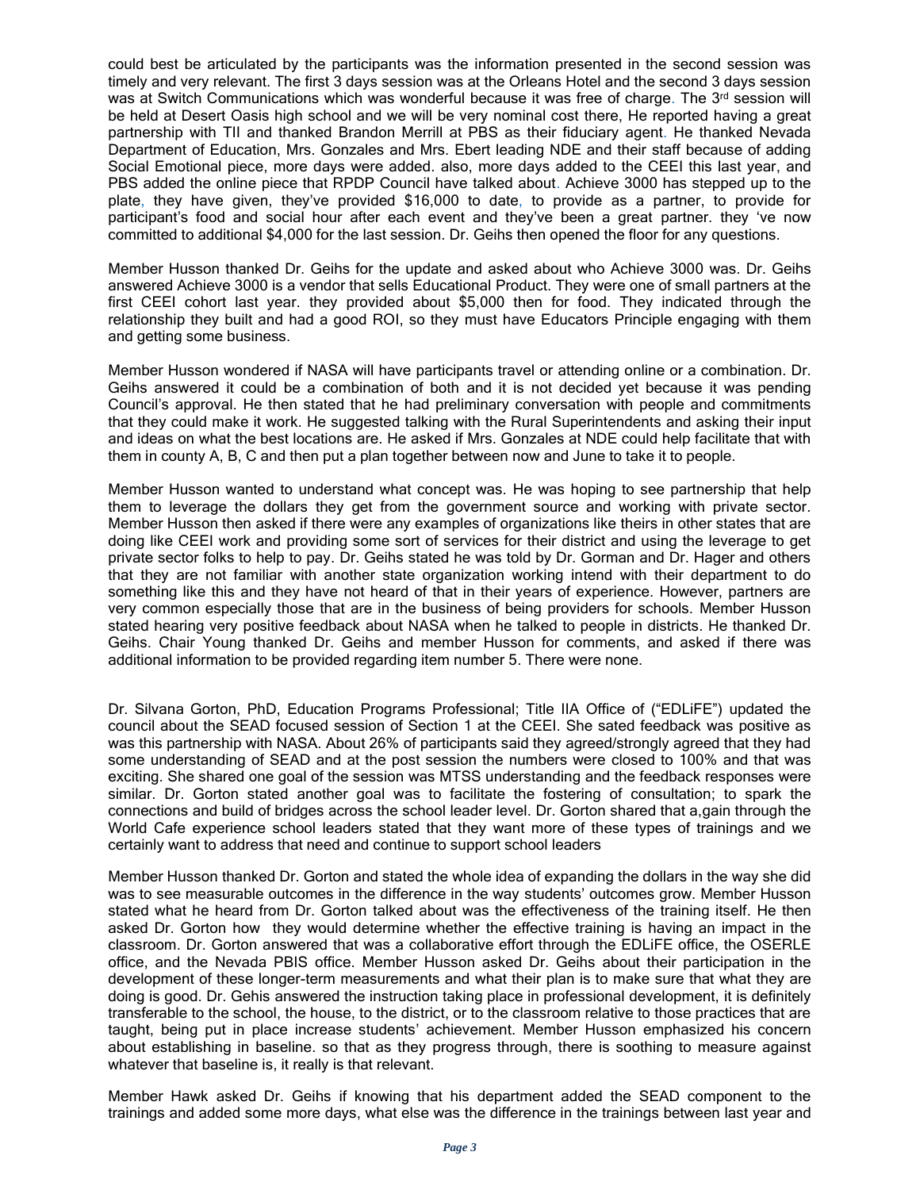could best be articulated by the participants was the information presented in the second session was timely and very relevant. The first 3 days session was at the Orleans Hotel and the second 3 days session was at Switch Communications which was wonderful because it was free of charge. The 3rd session will be held at Desert Oasis high school and we will be very nominal cost there, He reported having a great partnership with TII and thanked Brandon Merrill at PBS as their fiduciary agent. He thanked Nevada Department of Education, Mrs. Gonzales and Mrs. Ebert leading NDE and their staff because of adding Social Emotional piece, more days were added. also, more days added to the CEEI this last year, and PBS added the online piece that RPDP Council have talked about. Achieve 3000 has stepped up to the plate, they have given, they've provided $16,000 to date, to provide as a partner, to provide for participant's food and social hour after each event and they've been a great partner. they 've now committed to additional $4,000 for the last session. Dr. Geihs then opened the floor for any questions.

Member Husson thanked Dr. Geihs for the update and asked about who Achieve 3000 was. Dr. Geihs answered Achieve 3000 is a vendor that sells Educational Product. They were one of small partners at the first CEEI cohort last year. they provided about $5,000 then for food. They indicated through the relationship they built and had a good ROI, so they must have Educators Principle engaging with them and getting some business.

Member Husson wondered if NASA will have participants travel or attending online or a combination. Dr. Geihs answered it could be a combination of both and it is not decided yet because it was pending Council's approval. He then stated that he had preliminary conversation with people and commitments that they could make it work. He suggested talking with the Rural Superintendents and asking their input and ideas on what the best locations are. He asked if Mrs. Gonzales at NDE could help facilitate that with them in county A, B, C and then put a plan together between now and June to take it to people.

Member Husson wanted to understand what concept was. He was hoping to see partnership that help them to leverage the dollars they get from the government source and working with private sector. Member Husson then asked if there were any examples of organizations like theirs in other states that are doing like CEEI work and providing some sort of services for their district and using the leverage to get private sector folks to help to pay. Dr. Geihs stated he was told by Dr. Gorman and Dr. Hager and others that they are not familiar with another state organization working intend with their department to do something like this and they have not heard of that in their years of experience. However, partners are very common especially those that are in the business of being providers for schools. Member Husson stated hearing very positive feedback about NASA when he talked to people in districts. He thanked Dr. Geihs. Chair Young thanked Dr. Geihs and member Husson for comments, and asked if there was additional information to be provided regarding item number 5. There were none.

Dr. Silvana Gorton, PhD, Education Programs Professional; Title IIA Office of ("EDLiFE") updated the council about the SEAD focused session of Section 1 at the CEEI. She sated feedback was positive as was this partnership with NASA. About 26% of participants said they agreed/strongly agreed that they had some understanding of SEAD and at the post session the numbers were closed to 100% and that was exciting. She shared one goal of the session was MTSS understanding and the feedback responses were similar. Dr. Gorton stated another goal was to facilitate the fostering of consultation; to spark the connections and build of bridges across the school leader level. Dr. Gorton shared that a,gain through the World Cafe experience school leaders stated that they want more of these types of trainings and we certainly want to address that need and continue to support school leaders

Member Husson thanked Dr. Gorton and stated the whole idea of expanding the dollars in the way she did was to see measurable outcomes in the difference in the way students' outcomes grow. Member Husson stated what he heard from Dr. Gorton talked about was the effectiveness of the training itself. He then asked Dr. Gorton how they would determine whether the effective training is having an impact in the classroom. Dr. Gorton answered that was a collaborative effort through the EDLiFE office, the OSERLE office, and the Nevada PBIS office. Member Husson asked Dr. Geihs about their participation in the development of these longer-term measurements and what their plan is to make sure that what they are doing is good. Dr. Gehis answered the instruction taking place in professional development, it is definitely transferable to the school, the house, to the district, or to the classroom relative to those practices that are taught, being put in place increase students' achievement. Member Husson emphasized his concern about establishing in baseline. so that as they progress through, there is soothing to measure against whatever that baseline is, it really is that relevant.

Member Hawk asked Dr. Geihs if knowing that his department added the SEAD component to the trainings and added some more days, what else was the difference in the trainings between last year and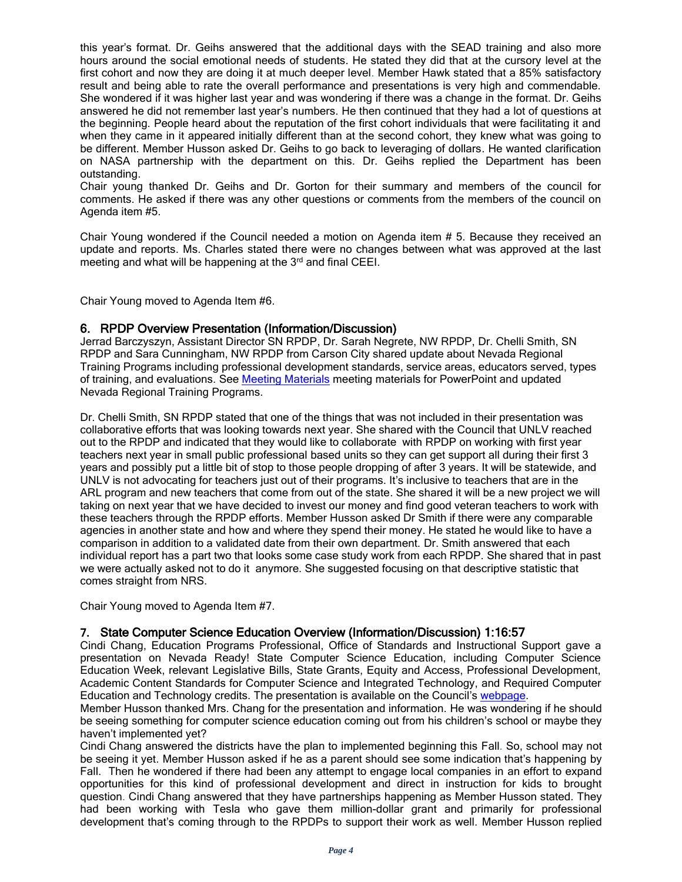this year's format. Dr. Geihs answered that the additional days with the SEAD training and also more hours around the social emotional needs of students. He stated they did that at the cursory level at the first cohort and now they are doing it at much deeper level. Member Hawk stated that a 85% satisfactory result and being able to rate the overall performance and presentations is very high and commendable. She wondered if it was higher last year and was wondering if there was a change in the format. Dr. Geihs answered he did not remember last year's numbers. He then continued that they had a lot of questions at the beginning. People heard about the reputation of the first cohort individuals that were facilitating it and when they came in it appeared initially different than at the second cohort, they knew what was going to be different. Member Husson asked Dr. Geihs to go back to leveraging of dollars. He wanted clarification on NASA partnership with the department on this. Dr. Geihs replied the Department has been outstanding.

Chair young thanked Dr. Geihs and Dr. Gorton for their summary and members of the council for comments. He asked if there was any other questions or comments from the members of the council on Agenda item #5.

Chair Young wondered if the Council needed a motion on Agenda item # 5. Because they received an update and reports. Ms. Charles stated there were no changes between what was approved at the last meeting and what will be happening at the 3rd and final CEEI.

Chair Young moved to Agenda Item #6.

## 6. RPDP Overview Presentation (Information/Discussion)

Jerrad Barczyszyn, Assistant Director SN RPDP, Dr. Sarah Negrete, NW RPDP, Dr. Chelli Smith, SN RPDP and Sara Cunningham, NW RPDP from Carson City shared update about Nevada Regional Training Programs including professional development standards, service areas, educators served, types of training, and evaluations. See [Meeting Materials] meeting materials for PowerPoint and updated Nevada Regional Training Programs.

Dr. Chelli Smith, SN RPDP stated that one of the things that was not included in their presentation was collaborative efforts that was looking towards next year. She shared with the Council that UNLV reached out to the RPDP and indicated that they would like to collaborate with RPDP on working with first year teachers next year in small public professional based units so they can get support all during their first 3 years and possibly put a little bit of stop to those people dropping of after 3 years. It will be statewide, and UNLV is not advocating for teachers just out of their programs. It's inclusive to teachers that are in the ARL program and new teachers that come from out of the state. She shared it will be a new project we will taking on next year that we have decided to invest our money and find good veteran teachers to work with these teachers through the RPDP efforts. Member Husson asked Dr Smith if there were any comparable agencies in another state and how and where they spend their money. He stated he would like to have a comparison in addition to a validated date from their own department. Dr. Smith answered that each individual report has a part two that looks some case study work from each RPDP. She shared that in past we were actually asked not to do it anymore. She suggested focusing on that descriptive statistic that comes straight from NRS.

Chair Young moved to Agenda Item #7.

## 7. State Computer Science Education Overview (Information/Discussion) 1:16:57

Cindi Chang, Education Programs Professional, Office of Standards and Instructional Support gave a presentation on Nevada Ready! State Computer Science Education, including Computer Science Education Week, relevant Legislative Bills, State Grants, Equity and Access, Professional Development, Academic Content Standards for Computer Science and Integrated Technology, and Required Computer Education and Technology credits. The presentation is available on the Council's [webpage].

Member Husson thanked Mrs. Chang for the presentation and information. He was wondering if he should be seeing something for computer science education coming out from his children's school or maybe they haven't implemented yet?

Cindi Chang answered the districts have the plan to implemented beginning this Fall. So, school may not be seeing it yet. Member Husson asked if he as a parent should see some indication that's happening by Fall. Then he wondered if there had been any attempt to engage local companies in an effort to expand opportunities for this kind of professional development and direct in instruction for kids to brought question. Cindi Chang answered that they have partnerships happening as Member Husson stated. They had been working with Tesla who gave them million-dollar grant and primarily for professional development that's coming through to the RPDPs to support their work as well. Member Husson replied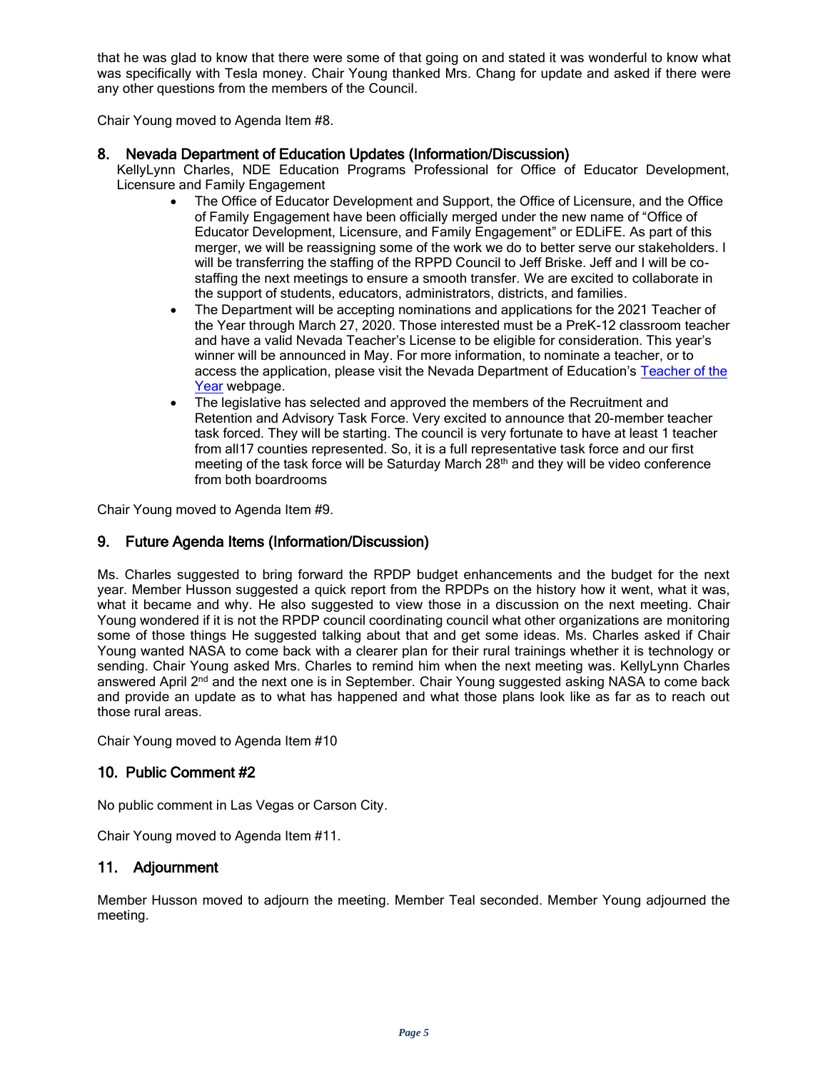that he was glad to know that there were some of that going on and stated it was wonderful to know what was specifically with Tesla money. Chair Young thanked Mrs. Chang for update and asked if there were any other questions from the members of the Council.

Chair Young moved to Agenda Item #8.

## 8. Nevada Department of Education Updates (Information/Discussion)

KellyLynn Charles, NDE Education Programs Professional for Office of Educator Development, Licensure and Family Engagement

- The Office of Educator Development and Support, the Office of Licensure, and the Office of Family Engagement have been officially merged under the new name of "Office of Educator Development, Licensure, and Family Engagement" or EDLiFE. As part of this merger, we will be reassigning some of the work we do to better serve our stakeholders. I will be transferring the staffing of the RPPD Council to Jeff Briske. Jeff and I will be co-staffing the next meetings to ensure a smooth transfer. We are excited to collaborate in the support of students, educators, administrators, districts, and families.
- The Department will be accepting nominations and applications for the 2021 Teacher of the Year through March 27, 2020. Those interested must be a PreK-12 classroom teacher and have a valid Nevada Teacher's License to be eligible for consideration. This year's winner will be announced in May. For more information, to nominate a teacher, or to access the application, please visit the Nevada Department of Education's Teacher of the Year webpage.
- The legislative has selected and approved the members of the Recruitment and Retention and Advisory Task Force. Very excited to announce that 20-member teacher task forced. They will be starting. The council is very fortunate to have at least 1 teacher from all17 counties represented. So, it is a full representative task force and our first meeting of the task force will be Saturday March 28th and they will be video conference from both boardrooms

Chair Young moved to Agenda Item #9.

## 9. Future Agenda Items (Information/Discussion)

Ms. Charles suggested to bring forward the RPDP budget enhancements and the budget for the next year. Member Husson suggested a quick report from the RPDPs on the history how it went, what it was, what it became and why. He also suggested to view those in a discussion on the next meeting. Chair Young wondered if it is not the RPDP council coordinating council what other organizations are monitoring some of those things He suggested talking about that and get some ideas. Ms. Charles asked if Chair Young wanted NASA to come back with a clearer plan for their rural trainings whether it is technology or sending. Chair Young asked Mrs. Charles to remind him when the next meeting was. KellyLynn Charles answered April 2nd and the next one is in September. Chair Young suggested asking NASA to come back and provide an update as to what has happened and what those plans look like as far as to reach out those rural areas.

Chair Young moved to Agenda Item #10

## 10. Public Comment #2

No public comment in Las Vegas or Carson City.

Chair Young moved to Agenda Item #11.

## 11. Adjournment

Member Husson moved to adjourn the meeting. Member Teal seconded. Member Young adjourned the meeting.